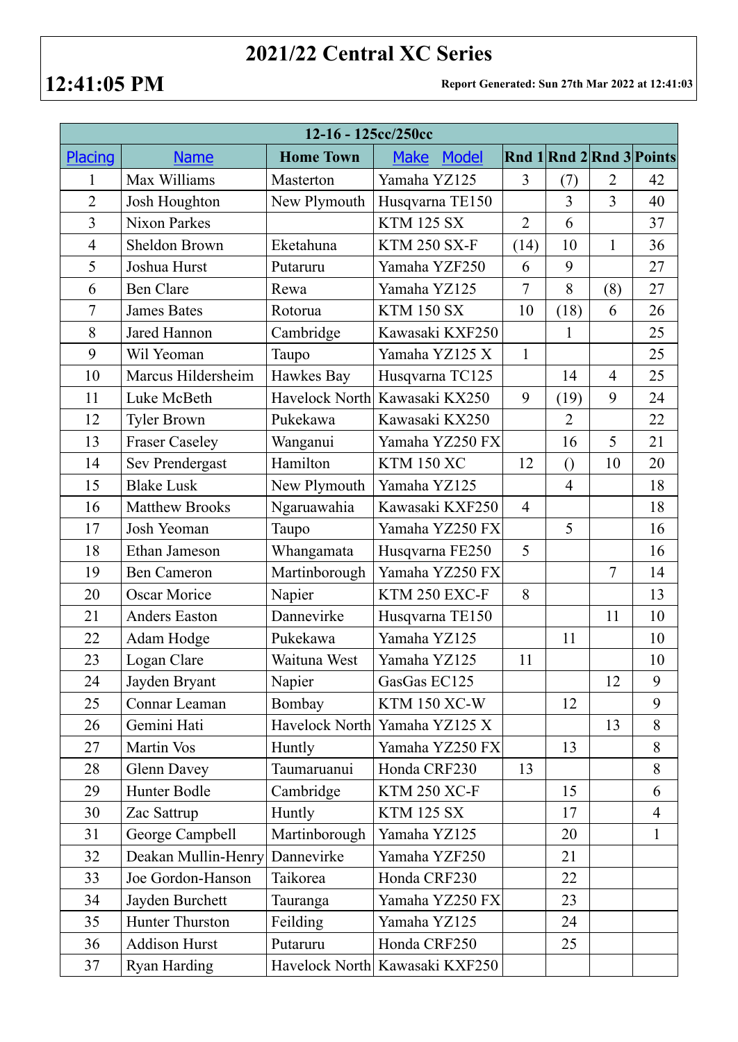# 2021/22 Central XC Series

**12:41:05 PM**

**Report Generated: Sun 27th Mar 2022 at 12:41:03**

| 12-16 - 125cc/250cc | | | | | | | |
|---|---|---|---|---|---|---|---|
| Placing | Name | Home Town | Make Model | Rnd 1 | Rnd 2 | Rnd 3 | Points |
| 1 | Max Williams | Masterton | Yamaha YZ125 | 3 | (7) | 2 | 42 |
| 2 | Josh Houghton | New Plymouth | Husqvarna TE150 | | 3 | 3 | 40 |
| 3 | Nixon Parkes | | KTM 125 SX | 2 | 6 | | 37 |
| 4 | Sheldon Brown | Eketahuna | KTM 250 SX-F | (14) | 10 | 1 | 36 |
| 5 | Joshua Hurst | Putaruru | Yamaha YZF250 | 6 | 9 | | 27 |
| 6 | Ben Clare | Rewa | Yamaha YZ125 | 7 | 8 | (8) | 27 |
| 7 | James Bates | Rotorua | KTM 150 SX | 10 | (18) | 6 | 26 |
| 8 | Jared Hannon | Cambridge | Kawasaki KXF250 | | 1 | | 25 |
| 9 | Wil Yeoman | Taupo | Yamaha YZ125 X | 1 | | | 25 |
| 10 | Marcus Hildersheim | Hawkes Bay | Husqvarna TC125 | | 14 | 4 | 25 |
| 11 | Luke McBeth | Havelock North | Kawasaki KX250 | 9 | (19) | 9 | 24 |
| 12 | Tyler Brown | Pukekawa | Kawasaki KX250 | | 2 | | 22 |
| 13 | Fraser Caseley | Wanganui | Yamaha YZ250 FX | | 16 | 5 | 21 |
| 14 | Sev Prendergast | Hamilton | KTM 150 XC | 12 | () | 10 | 20 |
| 15 | Blake Lusk | New Plymouth | Yamaha YZ125 | | 4 | | 18 |
| 16 | Matthew Brooks | Ngaruawahia | Kawasaki KXF250 | 4 | | | 18 |
| 17 | Josh Yeoman | Taupo | Yamaha YZ250 FX | | 5 | | 16 |
| 18 | Ethan Jameson | Whangamata | Husqvarna FE250 | 5 | | | 16 |
| 19 | Ben Cameron | Martinborough | Yamaha YZ250 FX | | | 7 | 14 |
| 20 | Oscar Morice | Napier | KTM 250 EXC-F | 8 | | | 13 |
| 21 | Anders Easton | Dannevirke | Husqvarna TE150 | | | 11 | 10 |
| 22 | Adam Hodge | Pukekawa | Yamaha YZ125 | | 11 | | 10 |
| 23 | Logan Clare | Waituna West | Yamaha YZ125 | 11 | | | 10 |
| 24 | Jayden Bryant | Napier | GasGas EC125 | | | 12 | 9 |
| 25 | Connar Leaman | Bombay | KTM 150 XC-W | | 12 | | 9 |
| 26 | Gemini Hati | Havelock North | Yamaha YZ125 X | | | 13 | 8 |
| 27 | Martin Vos | Huntly | Yamaha YZ250 FX | | 13 | | 8 |
| 28 | Glenn Davey | Taumaruanui | Honda CRF230 | 13 | | | 8 |
| 29 | Hunter Bodle | Cambridge | KTM 250 XC-F | | 15 | | 6 |
| 30 | Zac Sattrup | Huntly | KTM 125 SX | | 17 | | 4 |
| 31 | George Campbell | Martinborough | Yamaha YZ125 | | 20 | | 1 |
| 32 | Deakan Mullin-Henry | Dannevirke | Yamaha YZF250 | | 21 | | |
| 33 | Joe Gordon-Hanson | Taikorea | Honda CRF230 | | 22 | | |
| 34 | Jayden Burchett | Tauranga | Yamaha YZ250 FX | | 23 | | |
| 35 | Hunter Thurston | Feilding | Yamaha YZ125 | | 24 | | |
| 36 | Addison Hurst | Putaruru | Honda CRF250 | | 25 | | |
| 37 | Ryan Harding | Havelock North | Kawasaki KXF250 | | | | |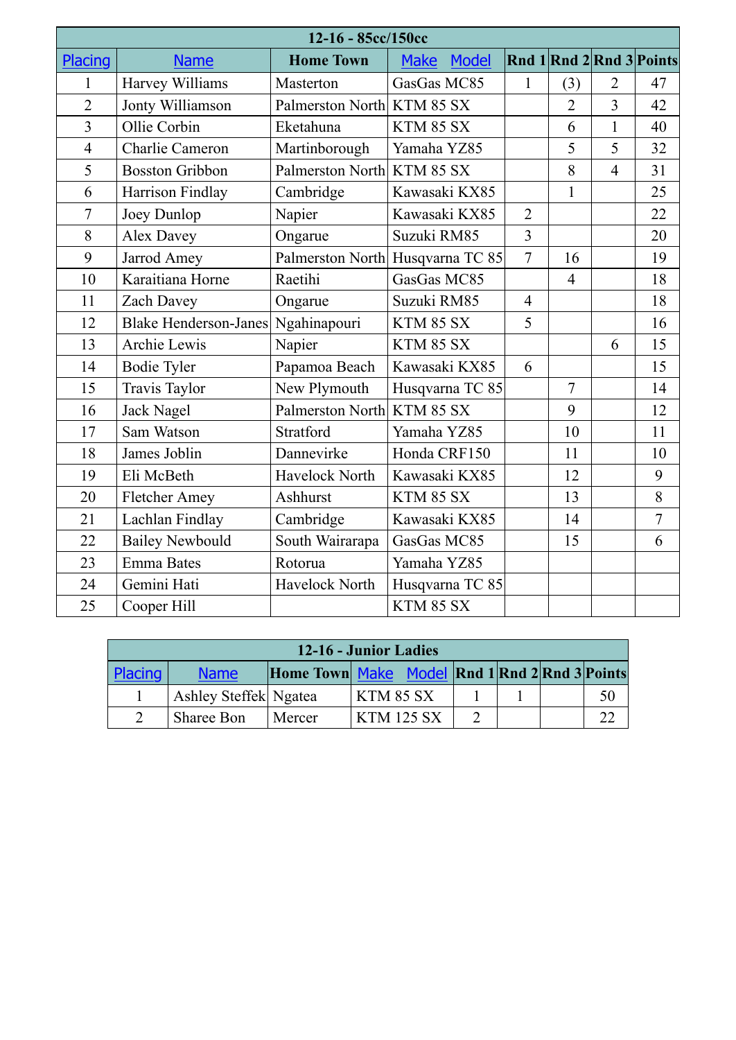| 12-16 - 85cc/150cc | | | | | | | |
|---|---|---|---|---|---|---|---|
| Placing | Name | Home Town | Make Model | Rnd 1 | Rnd 2 | Rnd 3 | Points |
| 1 | Harvey Williams | Masterton | GasGas MC85 | 1 | (3) | 2 | 47 |
| 2 | Jonty Williamson | Palmerston North | KTM 85 SX | | 2 | 3 | 42 |
| 3 | Ollie Corbin | Eketahuna | KTM 85 SX | | 6 | 1 | 40 |
| 4 | Charlie Cameron | Martinborough | Yamaha YZ85 | | 5 | 5 | 32 |
| 5 | Bosston Gribbon | Palmerston North | KTM 85 SX | | 8 | 4 | 31 |
| 6 | Harrison Findlay | Cambridge | Kawasaki KX85 | | 1 | | 25 |
| 7 | Joey Dunlop | Napier | Kawasaki KX85 | 2 | | | 22 |
| 8 | Alex Davey | Ongarue | Suzuki RM85 | 3 | | | 20 |
| 9 | Jarrod Amey | Palmerston North | Husqvarna TC 85 | 7 | 16 | | 19 |
| 10 | Karaitiana Horne | Raetihi | GasGas MC85 | | 4 | | 18 |
| 11 | Zach Davey | Ongarue | Suzuki RM85 | 4 | | | 18 |
| 12 | Blake Henderson-Janes | Ngahinapouri | KTM 85 SX | 5 | | | 16 |
| 13 | Archie Lewis | Napier | KTM 85 SX | | | 6 | 15 |
| 14 | Bodie Tyler | Papamoa Beach | Kawasaki KX85 | 6 | | | 15 |
| 15 | Travis Taylor | New Plymouth | Husqvarna TC 85 | | 7 | | 14 |
| 16 | Jack Nagel | Palmerston North | KTM 85 SX | | 9 | | 12 |
| 17 | Sam Watson | Stratford | Yamaha YZ85 | | 10 | | 11 |
| 18 | James Joblin | Dannevirke | Honda CRF150 | | 11 | | 10 |
| 19 | Eli McBeth | Havelock North | Kawasaki KX85 | | 12 | | 9 |
| 20 | Fletcher Amey | Ashhurst | KTM 85 SX | | 13 | | 8 |
| 21 | Lachlan Findlay | Cambridge | Kawasaki KX85 | | 14 | | 7 |
| 22 | Bailey Newbould | South Wairarapa | GasGas MC85 | | 15 | | 6 |
| 23 | Emma Bates | Rotorua | Yamaha YZ85 | | | | |
| 24 | Gemini Hati | Havelock North | Husqvarna TC 85 | | | | |
| 25 | Cooper Hill | | KTM 85 SX | | | | |

| 12-16 - Junior Ladies | | | | | | | |
|---|---|---|---|---|---|---|---|
| Placing | Name | Home Town | Make Model | Rnd 1 | Rnd 2 | Rnd 3 | Points |
| 1 | Ashley Steffek | Ngatea | KTM 85 SX | 1 | 1 | | 50 |
| 2 | Sharee Bon | Mercer | KTM 125 SX | 2 | | | 22 |